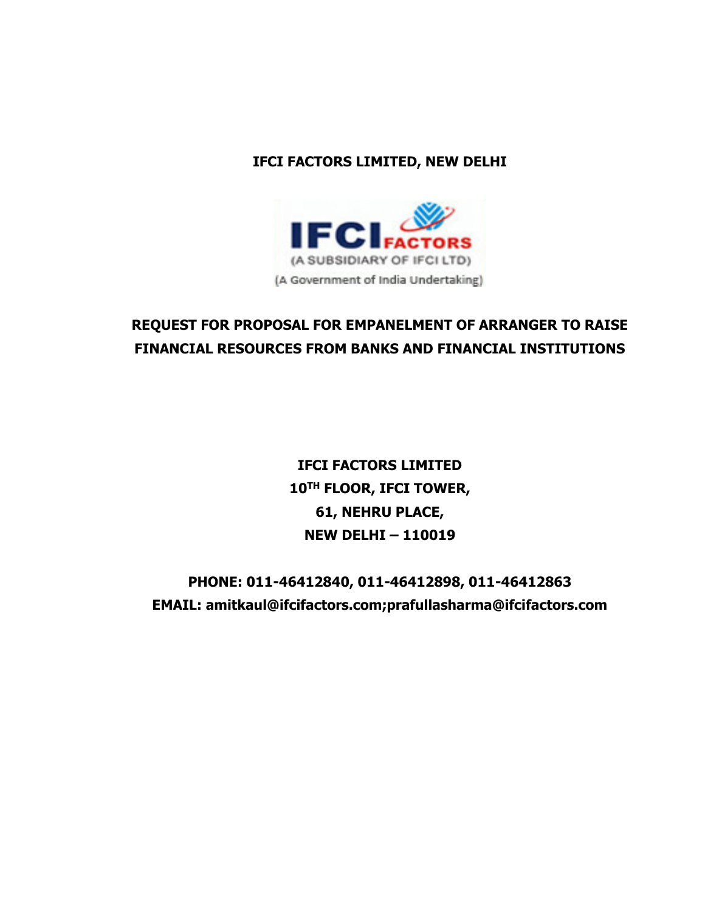**IFCI FACTORS LIMITED, NEW DELHI**

IFCI FACTORS

(A SUBSIDIARY OF IFCI LTD)

(A Government of India Undertaking)

# REQUEST FOR PROPOSAL FOR EMPANELMENT OF ARRANGER TO RAISE FINANCIAL RESOURCES FROM BANKS AND FINANCIAL INSTITUTIONS

**IFCI FACTORS LIMITED**
**10TH FLOOR, IFCI TOWER,**
**61, NEHRU PLACE,**
**NEW DELHI – 110019**

**PHONE: 011-46412840, 011-46412898, 011-46412863**
**EMAIL: amitkaul@ifcifactors.com;prafullasharma@ifcifactors.com**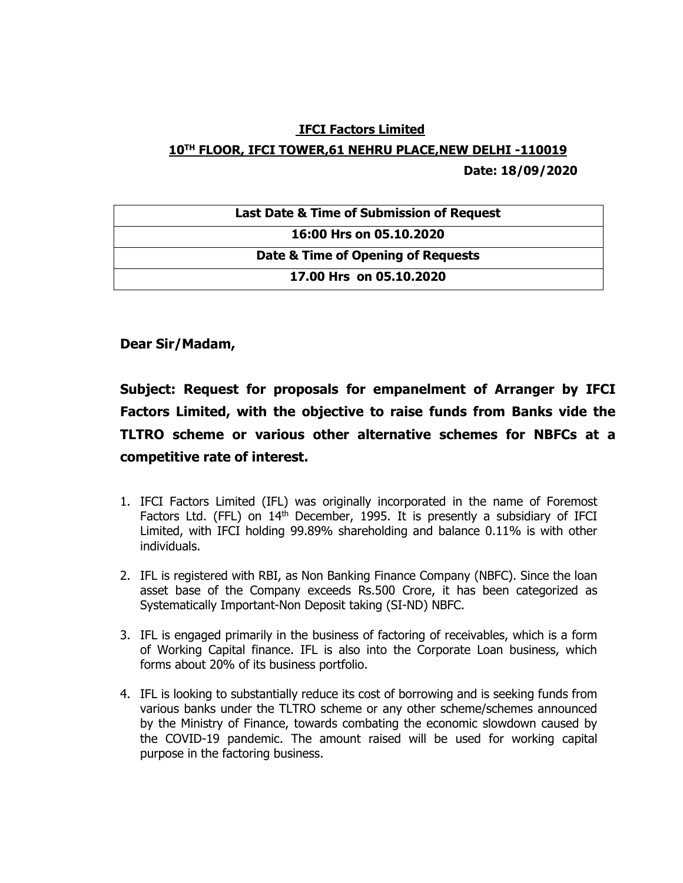**IFCI Factors Limited**

**10TH FLOOR, IFCI TOWER,61 NEHRU PLACE,NEW DELHI -110019**

**Date: 18/09/2020**

| Last Date & Time of Submission of Request |
| --- |
| 16:00 Hrs on 05.10.2020 |
| Date & Time of Opening of Requests |
| 17.00 Hrs on 05.10.2020 |

**Dear Sir/Madam,**

**Subject: Request for proposals for empanelment of Arranger by IFCI Factors Limited, with the objective to raise funds from Banks vide the TLTRO scheme or various other alternative schemes for NBFCs at a competitive rate of interest.**

1. IFCI Factors Limited (IFL) was originally incorporated in the name of Foremost Factors Ltd. (FFL) on 14th December, 1995. It is presently a subsidiary of IFCI Limited, with IFCI holding 99.89% shareholding and balance 0.11% is with other individuals.

2. IFL is registered with RBI, as Non Banking Finance Company (NBFC). Since the loan asset base of the Company exceeds Rs.500 Crore, it has been categorized as Systematically Important-Non Deposit taking (SI-ND) NBFC.

3. IFL is engaged primarily in the business of factoring of receivables, which is a form of Working Capital finance. IFL is also into the Corporate Loan business, which forms about 20% of its business portfolio.

4. IFL is looking to substantially reduce its cost of borrowing and is seeking funds from various banks under the TLTRO scheme or any other scheme/schemes announced by the Ministry of Finance, towards combating the economic slowdown caused by the COVID-19 pandemic. The amount raised will be used for working capital purpose in the factoring business.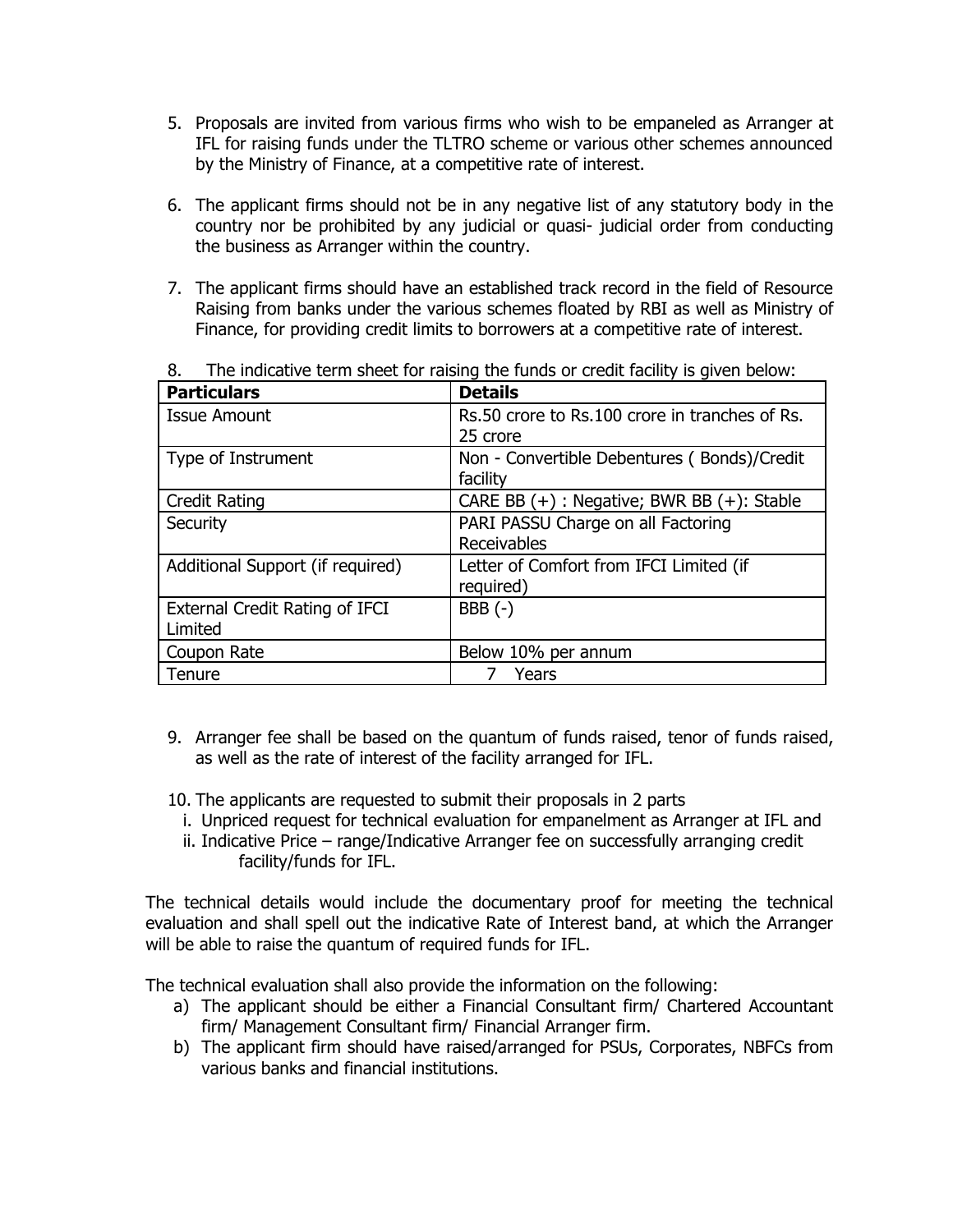5. Proposals are invited from various firms who wish to be empaneled as Arranger at IFL for raising funds under the TLTRO scheme or various other schemes announced by the Ministry of Finance, at a competitive rate of interest.

6. The applicant firms should not be in any negative list of any statutory body in the country nor be prohibited by any judicial or quasi- judicial order from conducting the business as Arranger within the country.

7. The applicant firms should have an established track record in the field of Resource Raising from banks under the various schemes floated by RBI as well as Ministry of Finance, for providing credit limits to borrowers at a competitive rate of interest.

8. The indicative term sheet for raising the funds or credit facility is given below:

| **Particulars** | **Details** |
|---|---|
| Issue Amount | Rs.50 crore to Rs.100 crore in tranches of Rs. 25 crore |
| Type of Instrument | Non - Convertible Debentures ( Bonds)/Credit facility |
| Credit Rating | CARE BB (+) : Negative; BWR BB (+): Stable |
| Security | PARI PASSU Charge on all Factoring Receivables |
| Additional Support (if required) | Letter of Comfort from IFCI Limited (if required) |
| External Credit Rating of IFCI Limited | BBB (-) |
| Coupon Rate | Below 10% per annum |
| Tenure | 7 Years |

9. Arranger fee shall be based on the quantum of funds raised, tenor of funds raised, as well as the rate of interest of the facility arranged for IFL.

10. The applicants are requested to submit their proposals in 2 parts
    i. Unpriced request for technical evaluation for empanelment as Arranger at IFL and
    ii. Indicative Price – range/Indicative Arranger fee on successfully arranging credit facility/funds for IFL.

The technical details would include the documentary proof for meeting the technical evaluation and shall spell out the indicative Rate of Interest band, at which the Arranger will be able to raise the quantum of required funds for IFL.

The technical evaluation shall also provide the information on the following:

a) The applicant should be either a Financial Consultant firm/ Chartered Accountant firm/ Management Consultant firm/ Financial Arranger firm.
b) The applicant firm should have raised/arranged for PSUs, Corporates, NBFCs from various banks and financial institutions.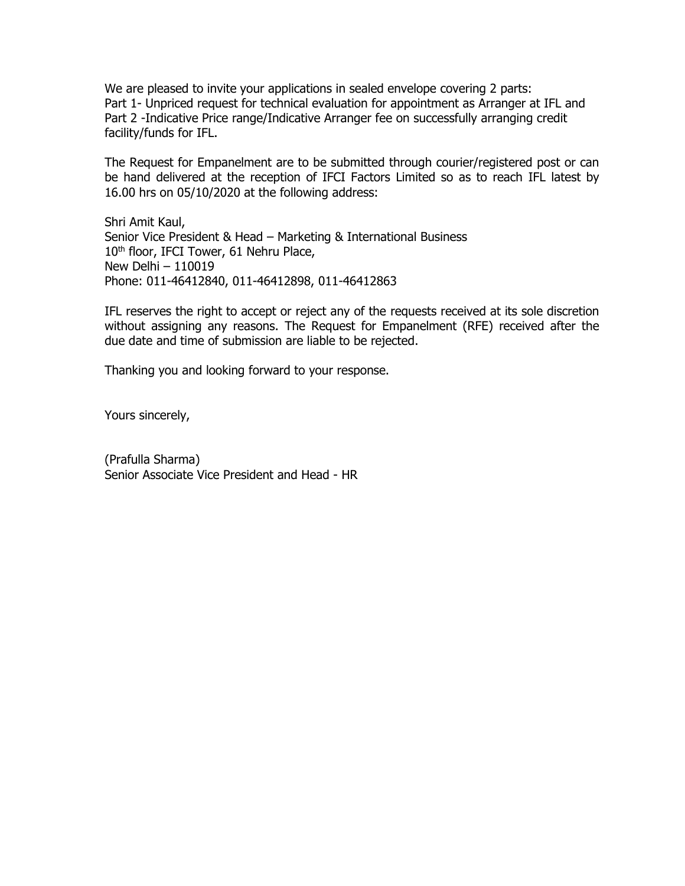We are pleased to invite your applications in sealed envelope covering 2 parts:
Part 1- Unpriced request for technical evaluation for appointment as Arranger at IFL and
Part 2 -Indicative Price range/Indicative Arranger fee on successfully arranging credit facility/funds for IFL.

The Request for Empanelment are to be submitted through courier/registered post or can be hand delivered at the reception of IFCI Factors Limited so as to reach IFL latest by 16.00 hrs on 05/10/2020 at the following address:

Shri Amit Kaul,
Senior Vice President & Head – Marketing & International Business
10th floor, IFCI Tower, 61 Nehru Place,
New Delhi – 110019
Phone: 011-46412840, 011-46412898, 011-46412863

IFL reserves the right to accept or reject any of the requests received at its sole discretion without assigning any reasons. The Request for Empanelment (RFE) received after the due date and time of submission are liable to be rejected.

Thanking you and looking forward to your response.

Yours sincerely,

(Prafulla Sharma)
Senior Associate Vice President and Head - HR